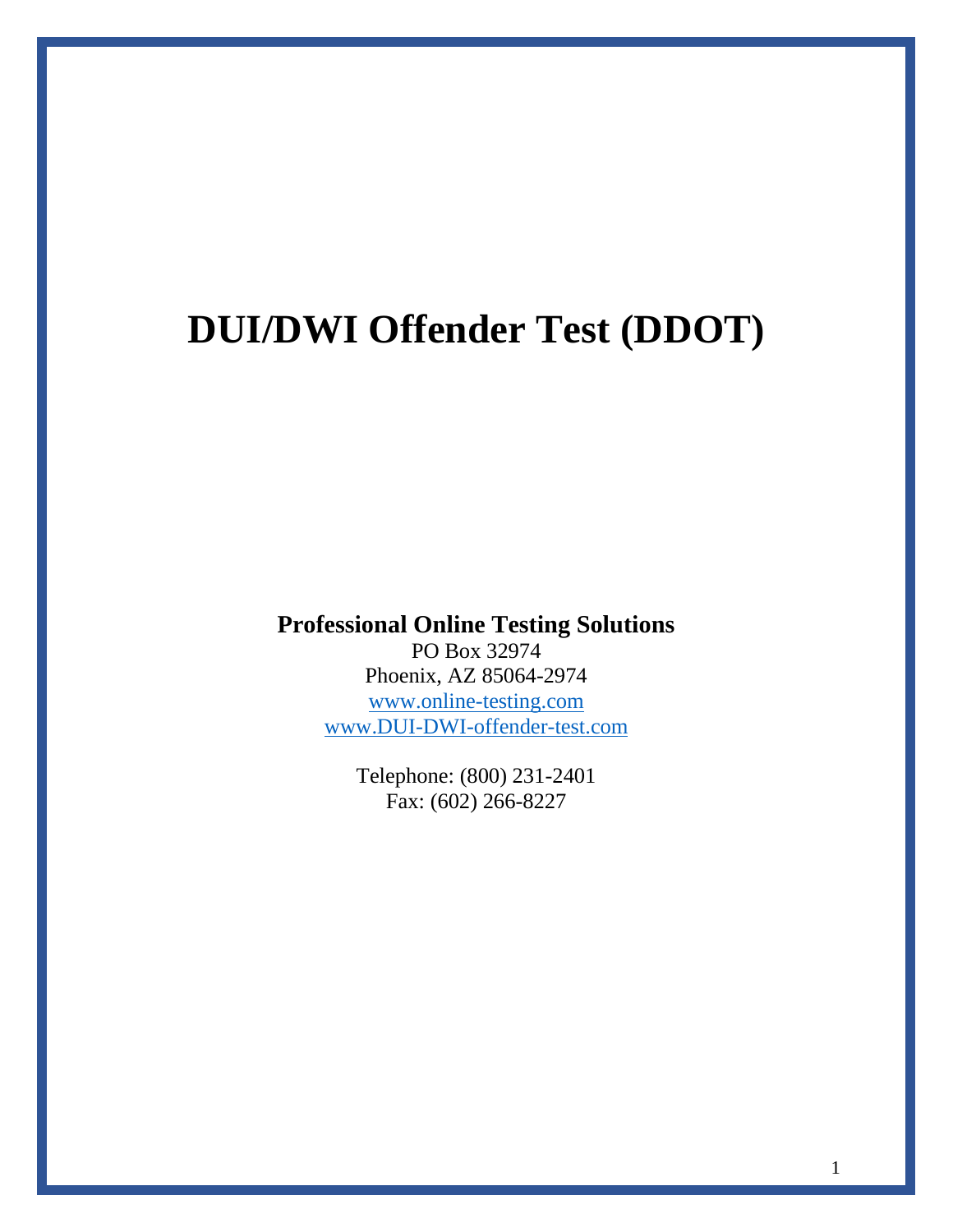# DUI/DWI Offender Test (DDOT)

**Professional Online Testing Solutions**

PO Box 32974
Phoenix, AZ 85064-2974
www.online-testing.com
www.DUI-DWI-offender-test.com

Telephone: (800) 231-2401
Fax: (602) 266-8227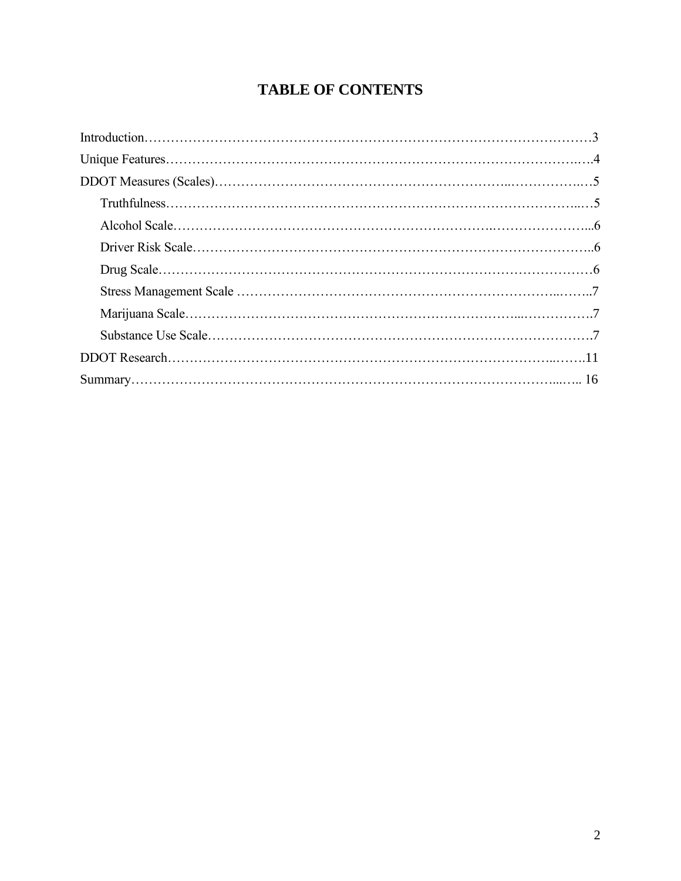# TABLE OF CONTENTS

Introduction……………………………………………………………………………………3

Unique Features………………………………………………………………………………4

DDOT Measures (Scales)………………………………………………………………………5

- Truthfulness…………………………………………………………………………………5
- Alcohol Scale…………………………………………………………………………………6
- Driver Risk Scale……………………………………………………………………………6
- Drug Scale……………………………………………………………………………………6
- Stress Management Scale ……………………………………………………………………7
- Marijuana Scale………………………………………………………………………………7
- Substance Use Scale…………………………………………………………………………7

DDOT Research………………………………………………………………………………11

Summary……………………………………………………………………………………… 16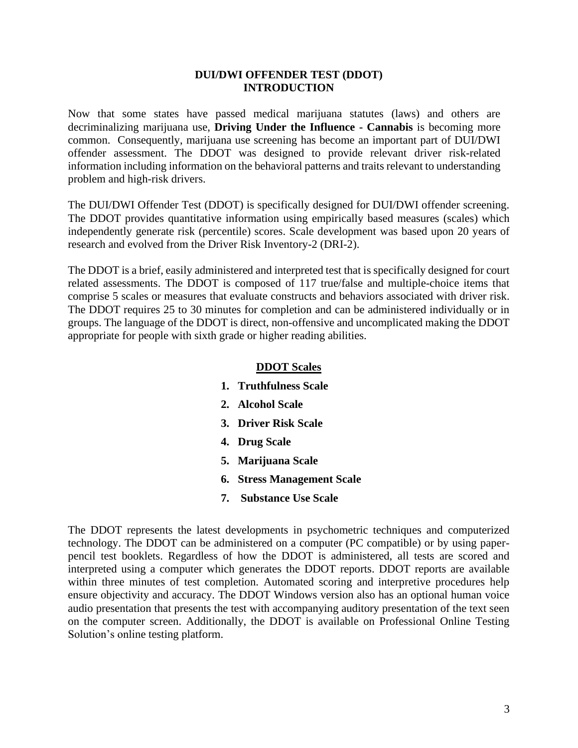# DUI/DWI OFFENDER TEST (DDOT)
# INTRODUCTION

Now that some states have passed medical marijuana statutes (laws) and others are decriminalizing marijuana use, **Driving Under the Influence - Cannabis** is becoming more common. Consequently, marijuana use screening has become an important part of DUI/DWI offender assessment. The DDOT was designed to provide relevant driver risk-related information including information on the behavioral patterns and traits relevant to understanding problem and high-risk drivers.

The DUI/DWI Offender Test (DDOT) is specifically designed for DUI/DWI offender screening. The DDOT provides quantitative information using empirically based measures (scales) which independently generate risk (percentile) scores. Scale development was based upon 20 years of research and evolved from the Driver Risk Inventory-2 (DRI-2).

The DDOT is a brief, easily administered and interpreted test that is specifically designed for court related assessments. The DDOT is composed of 117 true/false and multiple-choice items that comprise 5 scales or measures that evaluate constructs and behaviors associated with driver risk. The DDOT requires 25 to 30 minutes for completion and can be administered individually or in groups. The language of the DDOT is direct, non-offensive and uncomplicated making the DDOT appropriate for people with sixth grade or higher reading abilities.

## DDOT Scales

1. **Truthfulness Scale**
2. **Alcohol Scale**
3. **Driver Risk Scale**
4. **Drug Scale**
5. **Marijuana Scale**
6. **Stress Management Scale**
7. **Substance Use Scale**

The DDOT represents the latest developments in psychometric techniques and computerized technology. The DDOT can be administered on a computer (PC compatible) or by using paper-pencil test booklets. Regardless of how the DDOT is administered, all tests are scored and interpreted using a computer which generates the DDOT reports. DDOT reports are available within three minutes of test completion. Automated scoring and interpretive procedures help ensure objectivity and accuracy. The DDOT Windows version also has an optional human voice audio presentation that presents the test with accompanying auditory presentation of the text seen on the computer screen. Additionally, the DDOT is available on Professional Online Testing Solution's online testing platform.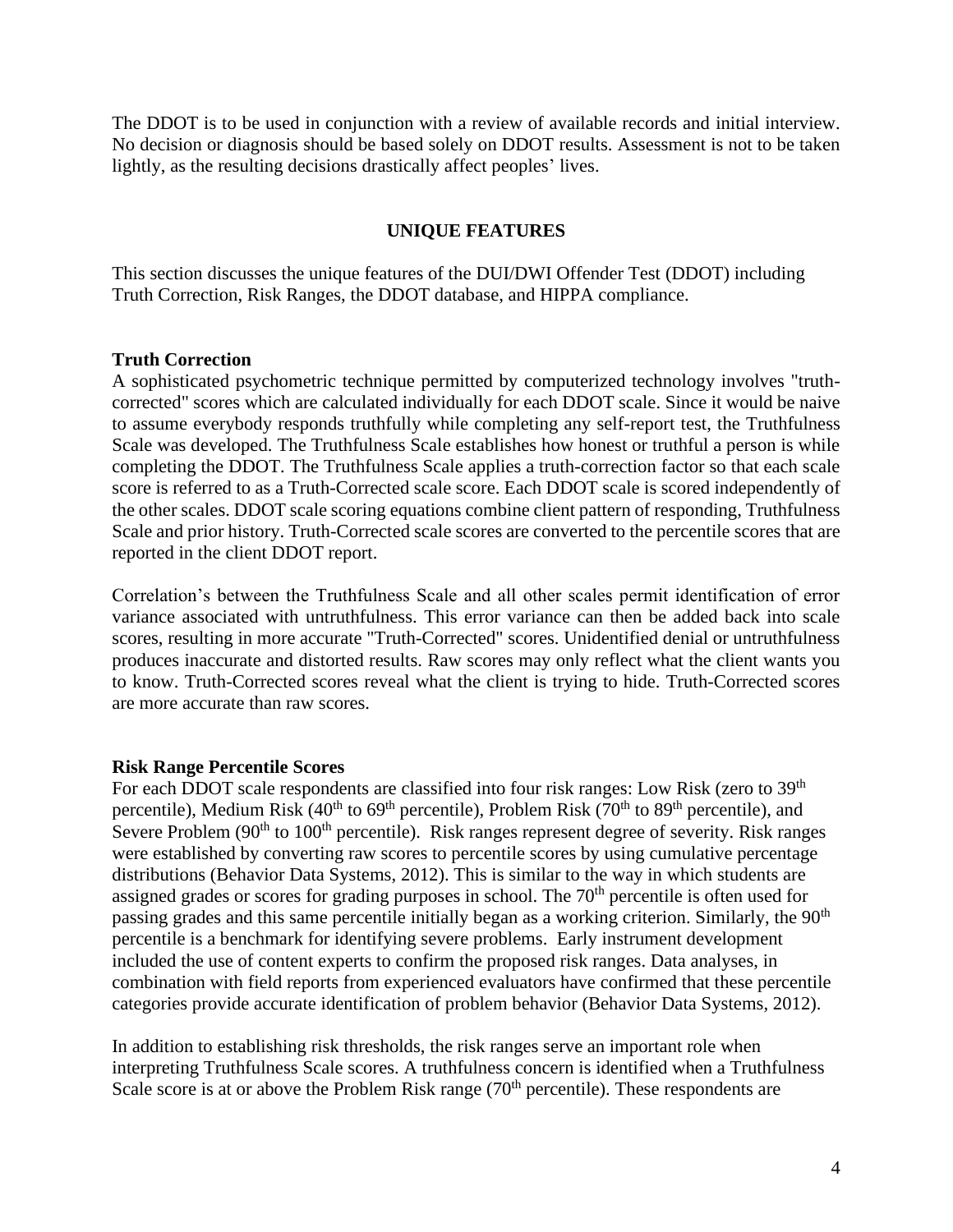The DDOT is to be used in conjunction with a review of available records and initial interview. No decision or diagnosis should be based solely on DDOT results. Assessment is not to be taken lightly, as the resulting decisions drastically affect peoples' lives.

## UNIQUE FEATURES

This section discusses the unique features of the DUI/DWI Offender Test (DDOT) including Truth Correction, Risk Ranges, the DDOT database, and HIPPA compliance.

### Truth Correction

A sophisticated psychometric technique permitted by computerized technology involves "truth-corrected" scores which are calculated individually for each DDOT scale. Since it would be naive to assume everybody responds truthfully while completing any self-report test, the Truthfulness Scale was developed. The Truthfulness Scale establishes how honest or truthful a person is while completing the DDOT. The Truthfulness Scale applies a truth-correction factor so that each scale score is referred to as a Truth-Corrected scale score. Each DDOT scale is scored independently of the other scales. DDOT scale scoring equations combine client pattern of responding, Truthfulness Scale and prior history. Truth-Corrected scale scores are converted to the percentile scores that are reported in the client DDOT report.

Correlation's between the Truthfulness Scale and all other scales permit identification of error variance associated with untruthfulness. This error variance can then be added back into scale scores, resulting in more accurate "Truth-Corrected" scores. Unidentified denial or untruthfulness produces inaccurate and distorted results. Raw scores may only reflect what the client wants you to know. Truth-Corrected scores reveal what the client is trying to hide. Truth-Corrected scores are more accurate than raw scores.

### Risk Range Percentile Scores

For each DDOT scale respondents are classified into four risk ranges: Low Risk (zero to 39th percentile), Medium Risk (40th to 69th percentile), Problem Risk (70th to 89th percentile), and Severe Problem (90th to 100th percentile). Risk ranges represent degree of severity. Risk ranges were established by converting raw scores to percentile scores by using cumulative percentage distributions (Behavior Data Systems, 2012). This is similar to the way in which students are assigned grades or scores for grading purposes in school. The 70th percentile is often used for passing grades and this same percentile initially began as a working criterion. Similarly, the 90th percentile is a benchmark for identifying severe problems. Early instrument development included the use of content experts to confirm the proposed risk ranges. Data analyses, in combination with field reports from experienced evaluators have confirmed that these percentile categories provide accurate identification of problem behavior (Behavior Data Systems, 2012).

In addition to establishing risk thresholds, the risk ranges serve an important role when interpreting Truthfulness Scale scores. A truthfulness concern is identified when a Truthfulness Scale score is at or above the Problem Risk range (70th percentile). These respondents are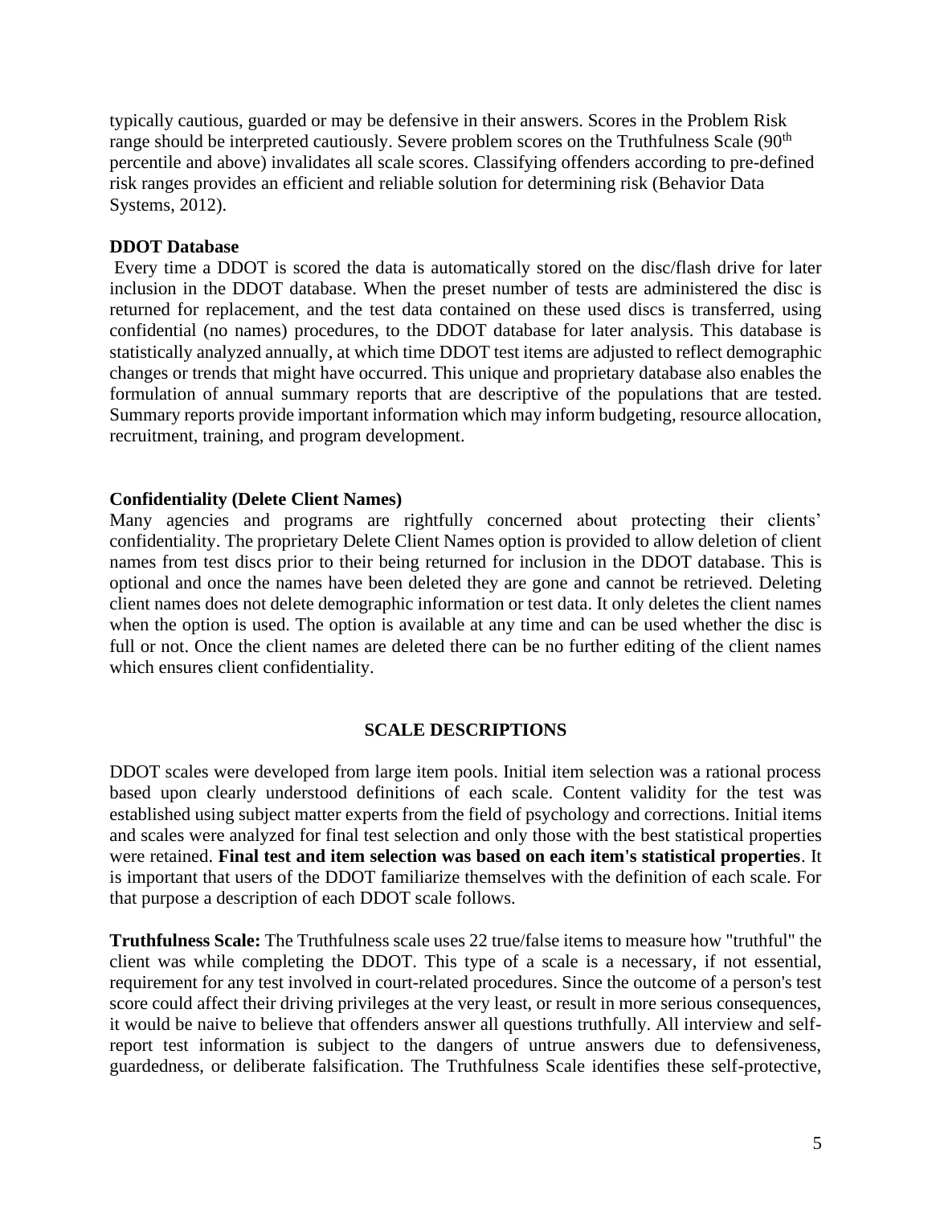typically cautious, guarded or may be defensive in their answers. Scores in the Problem Risk range should be interpreted cautiously. Severe problem scores on the Truthfulness Scale (90th percentile and above) invalidates all scale scores. Classifying offenders according to pre-defined risk ranges provides an efficient and reliable solution for determining risk (Behavior Data Systems, 2012).

**DDOT Database**

Every time a DDOT is scored the data is automatically stored on the disc/flash drive for later inclusion in the DDOT database. When the preset number of tests are administered the disc is returned for replacement, and the test data contained on these used discs is transferred, using confidential (no names) procedures, to the DDOT database for later analysis. This database is statistically analyzed annually, at which time DDOT test items are adjusted to reflect demographic changes or trends that might have occurred. This unique and proprietary database also enables the formulation of annual summary reports that are descriptive of the populations that are tested. Summary reports provide important information which may inform budgeting, resource allocation, recruitment, training, and program development.

**Confidentiality (Delete Client Names)**

Many agencies and programs are rightfully concerned about protecting their clients' confidentiality. The proprietary Delete Client Names option is provided to allow deletion of client names from test discs prior to their being returned for inclusion in the DDOT database. This is optional and once the names have been deleted they are gone and cannot be retrieved. Deleting client names does not delete demographic information or test data. It only deletes the client names when the option is used. The option is available at any time and can be used whether the disc is full or not. Once the client names are deleted there can be no further editing of the client names which ensures client confidentiality.

## SCALE DESCRIPTIONS

DDOT scales were developed from large item pools. Initial item selection was a rational process based upon clearly understood definitions of each scale. Content validity for the test was established using subject matter experts from the field of psychology and corrections. Initial items and scales were analyzed for final test selection and only those with the best statistical properties were retained. **Final test and item selection was based on each item's statistical properties**. It is important that users of the DDOT familiarize themselves with the definition of each scale. For that purpose a description of each DDOT scale follows.

**Truthfulness Scale:** The Truthfulness scale uses 22 true/false items to measure how "truthful" the client was while completing the DDOT. This type of a scale is a necessary, if not essential, requirement for any test involved in court-related procedures. Since the outcome of a person's test score could affect their driving privileges at the very least, or result in more serious consequences, it would be naive to believe that offenders answer all questions truthfully. All interview and self-report test information is subject to the dangers of untrue answers due to defensiveness, guardedness, or deliberate falsification. The Truthfulness Scale identifies these self-protective,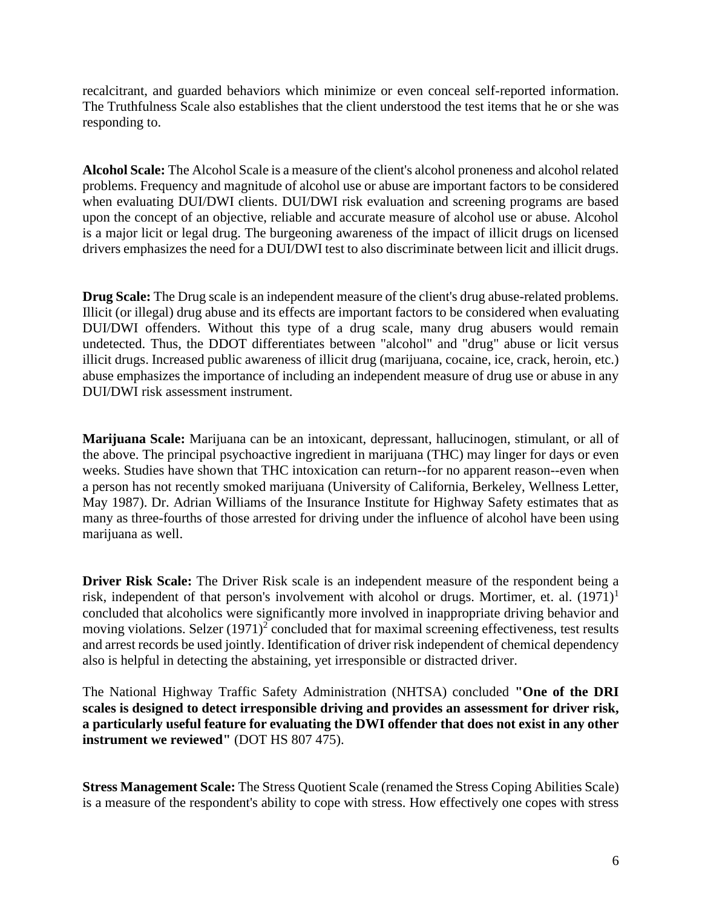recalcitrant, and guarded behaviors which minimize or even conceal self-reported information. The Truthfulness Scale also establishes that the client understood the test items that he or she was responding to.

**Alcohol Scale:** The Alcohol Scale is a measure of the client's alcohol proneness and alcohol related problems. Frequency and magnitude of alcohol use or abuse are important factors to be considered when evaluating DUI/DWI clients. DUI/DWI risk evaluation and screening programs are based upon the concept of an objective, reliable and accurate measure of alcohol use or abuse. Alcohol is a major licit or legal drug. The burgeoning awareness of the impact of illicit drugs on licensed drivers emphasizes the need for a DUI/DWI test to also discriminate between licit and illicit drugs.

**Drug Scale:** The Drug scale is an independent measure of the client's drug abuse-related problems. Illicit (or illegal) drug abuse and its effects are important factors to be considered when evaluating DUI/DWI offenders. Without this type of a drug scale, many drug abusers would remain undetected. Thus, the DDOT differentiates between "alcohol" and "drug" abuse or licit versus illicit drugs. Increased public awareness of illicit drug (marijuana, cocaine, ice, crack, heroin, etc.) abuse emphasizes the importance of including an independent measure of drug use or abuse in any DUI/DWI risk assessment instrument.

**Marijuana Scale:** Marijuana can be an intoxicant, depressant, hallucinogen, stimulant, or all of the above. The principal psychoactive ingredient in marijuana (THC) may linger for days or even weeks. Studies have shown that THC intoxication can return--for no apparent reason--even when a person has not recently smoked marijuana (University of California, Berkeley, Wellness Letter, May 1987). Dr. Adrian Williams of the Insurance Institute for Highway Safety estimates that as many as three-fourths of those arrested for driving under the influence of alcohol have been using marijuana as well.

**Driver Risk Scale:** The Driver Risk scale is an independent measure of the respondent being a risk, independent of that person's involvement with alcohol or drugs. Mortimer, et. al. (1971)[1] concluded that alcoholics were significantly more involved in inappropriate driving behavior and moving violations. Selzer (1971)[2] concluded that for maximal screening effectiveness, test results and arrest records be used jointly. Identification of driver risk independent of chemical dependency also is helpful in detecting the abstaining, yet irresponsible or distracted driver.

The National Highway Traffic Safety Administration (NHTSA) concluded **"One of the DRI scales is designed to detect irresponsible driving and provides an assessment for driver risk, a particularly useful feature for evaluating the DWI offender that does not exist in any other instrument we reviewed"** (DOT HS 807 475).

**Stress Management Scale:** The Stress Quotient Scale (renamed the Stress Coping Abilities Scale) is a measure of the respondent's ability to cope with stress. How effectively one copes with stress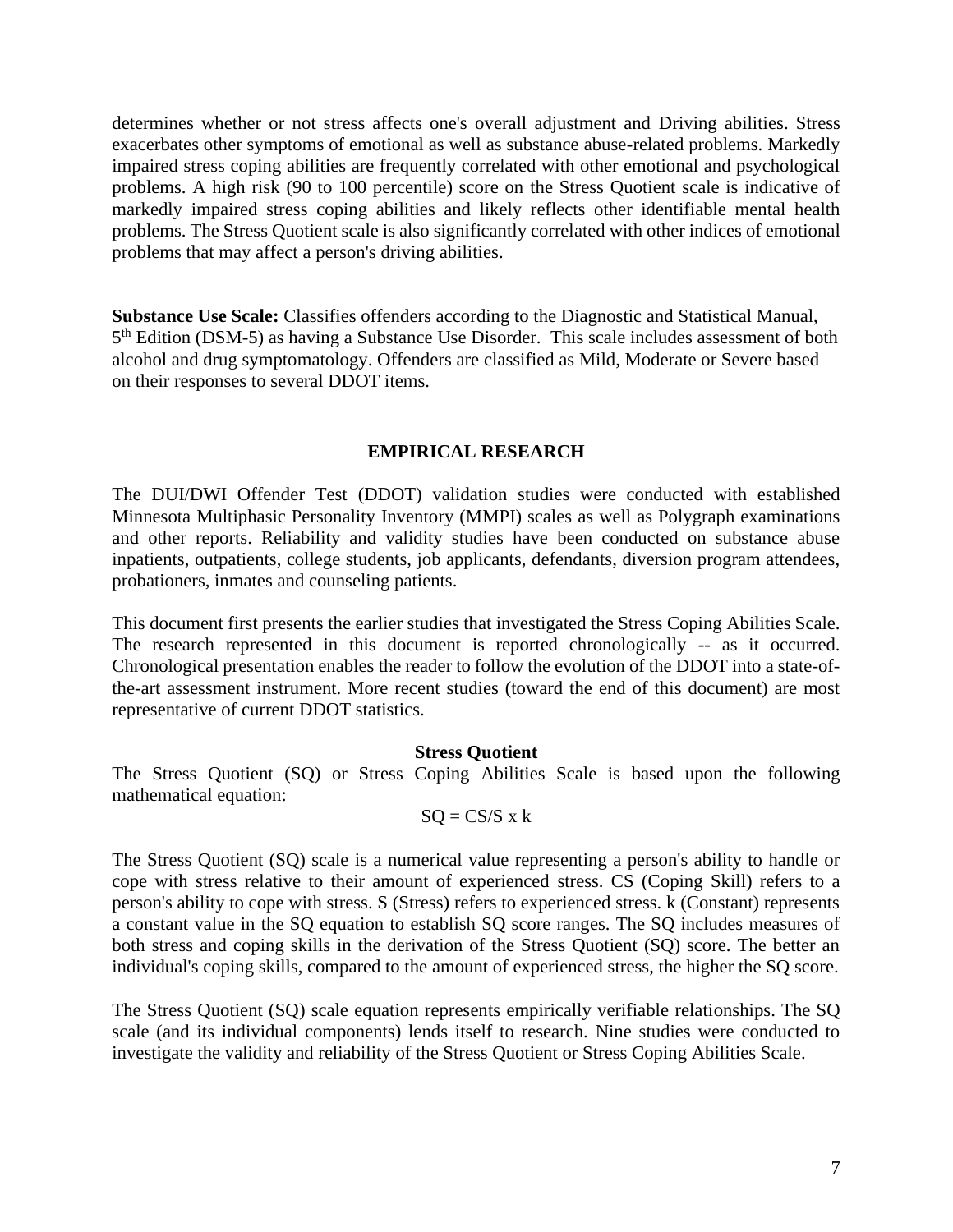determines whether or not stress affects one's overall adjustment and Driving abilities. Stress exacerbates other symptoms of emotional as well as substance abuse-related problems. Markedly impaired stress coping abilities are frequently correlated with other emotional and psychological problems. A high risk (90 to 100 percentile) score on the Stress Quotient scale is indicative of markedly impaired stress coping abilities and likely reflects other identifiable mental health problems. The Stress Quotient scale is also significantly correlated with other indices of emotional problems that may affect a person's driving abilities.

**Substance Use Scale:** Classifies offenders according to the Diagnostic and Statistical Manual, 5th Edition (DSM-5) as having a Substance Use Disorder. This scale includes assessment of both alcohol and drug symptomatology. Offenders are classified as Mild, Moderate or Severe based on their responses to several DDOT items.

## EMPIRICAL RESEARCH

The DUI/DWI Offender Test (DDOT) validation studies were conducted with established Minnesota Multiphasic Personality Inventory (MMPI) scales as well as Polygraph examinations and other reports. Reliability and validity studies have been conducted on substance abuse inpatients, outpatients, college students, job applicants, defendants, diversion program attendees, probationers, inmates and counseling patients.

This document first presents the earlier studies that investigated the Stress Coping Abilities Scale. The research represented in this document is reported chronologically -- as it occurred. Chronological presentation enables the reader to follow the evolution of the DDOT into a state-of-the-art assessment instrument. More recent studies (toward the end of this document) are most representative of current DDOT statistics.

### Stress Quotient

The Stress Quotient (SQ) or Stress Coping Abilities Scale is based upon the following mathematical equation:

$$SQ = CS/S \times k$$

The Stress Quotient (SQ) scale is a numerical value representing a person's ability to handle or cope with stress relative to their amount of experienced stress. CS (Coping Skill) refers to a person's ability to cope with stress. S (Stress) refers to experienced stress. k (Constant) represents a constant value in the SQ equation to establish SQ score ranges. The SQ includes measures of both stress and coping skills in the derivation of the Stress Quotient (SQ) score. The better an individual's coping skills, compared to the amount of experienced stress, the higher the SQ score.

The Stress Quotient (SQ) scale equation represents empirically verifiable relationships. The SQ scale (and its individual components) lends itself to research. Nine studies were conducted to investigate the validity and reliability of the Stress Quotient or Stress Coping Abilities Scale.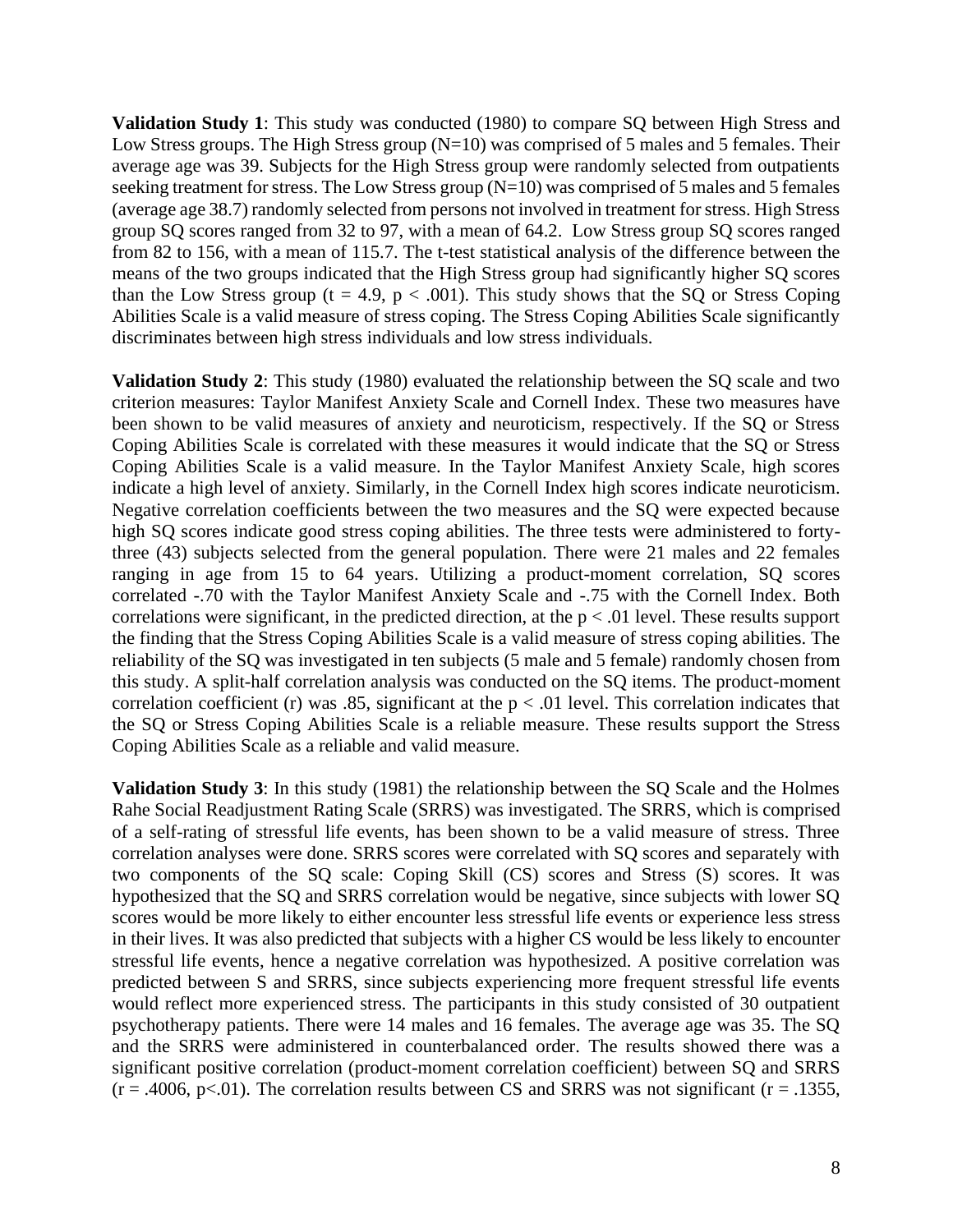**Validation Study 1**: This study was conducted (1980) to compare SQ between High Stress and Low Stress groups. The High Stress group (N=10) was comprised of 5 males and 5 females. Their average age was 39. Subjects for the High Stress group were randomly selected from outpatients seeking treatment for stress. The Low Stress group (N=10) was comprised of 5 males and 5 females (average age 38.7) randomly selected from persons not involved in treatment for stress. High Stress group SQ scores ranged from 32 to 97, with a mean of 64.2. Low Stress group SQ scores ranged from 82 to 156, with a mean of 115.7. The t-test statistical analysis of the difference between the means of the two groups indicated that the High Stress group had significantly higher SQ scores than the Low Stress group ($t = 4.9$, $p < .001$). This study shows that the SQ or Stress Coping Abilities Scale is a valid measure of stress coping. The Stress Coping Abilities Scale significantly discriminates between high stress individuals and low stress individuals.

**Validation Study 2**: This study (1980) evaluated the relationship between the SQ scale and two criterion measures: Taylor Manifest Anxiety Scale and Cornell Index. These two measures have been shown to be valid measures of anxiety and neuroticism, respectively. If the SQ or Stress Coping Abilities Scale is correlated with these measures it would indicate that the SQ or Stress Coping Abilities Scale is a valid measure. In the Taylor Manifest Anxiety Scale, high scores indicate a high level of anxiety. Similarly, in the Cornell Index high scores indicate neuroticism. Negative correlation coefficients between the two measures and the SQ were expected because high SQ scores indicate good stress coping abilities. The three tests were administered to forty-three (43) subjects selected from the general population. There were 21 males and 22 females ranging in age from 15 to 64 years. Utilizing a product-moment correlation, SQ scores correlated -.70 with the Taylor Manifest Anxiety Scale and -.75 with the Cornell Index. Both correlations were significant, in the predicted direction, at the $p < .01$ level. These results support the finding that the Stress Coping Abilities Scale is a valid measure of stress coping abilities. The reliability of the SQ was investigated in ten subjects (5 male and 5 female) randomly chosen from this study. A split-half correlation analysis was conducted on the SQ items. The product-moment correlation coefficient (r) was .85, significant at the $p < .01$ level. This correlation indicates that the SQ or Stress Coping Abilities Scale is a reliable measure. These results support the Stress Coping Abilities Scale as a reliable and valid measure.

**Validation Study 3**: In this study (1981) the relationship between the SQ Scale and the Holmes Rahe Social Readjustment Rating Scale (SRRS) was investigated. The SRRS, which is comprised of a self-rating of stressful life events, has been shown to be a valid measure of stress. Three correlation analyses were done. SRRS scores were correlated with SQ scores and separately with two components of the SQ scale: Coping Skill (CS) scores and Stress (S) scores. It was hypothesized that the SQ and SRRS correlation would be negative, since subjects with lower SQ scores would be more likely to either encounter less stressful life events or experience less stress in their lives. It was also predicted that subjects with a higher CS would be less likely to encounter stressful life events, hence a negative correlation was hypothesized. A positive correlation was predicted between S and SRRS, since subjects experiencing more frequent stressful life events would reflect more experienced stress. The participants in this study consisted of 30 outpatient psychotherapy patients. There were 14 males and 16 females. The average age was 35. The SQ and the SRRS were administered in counterbalanced order. The results showed there was a significant positive correlation (product-moment correlation coefficient) between SQ and SRRS ($r = .4006$, $p<.01$). The correlation results between CS and SRRS was not significant ($r = .1355$,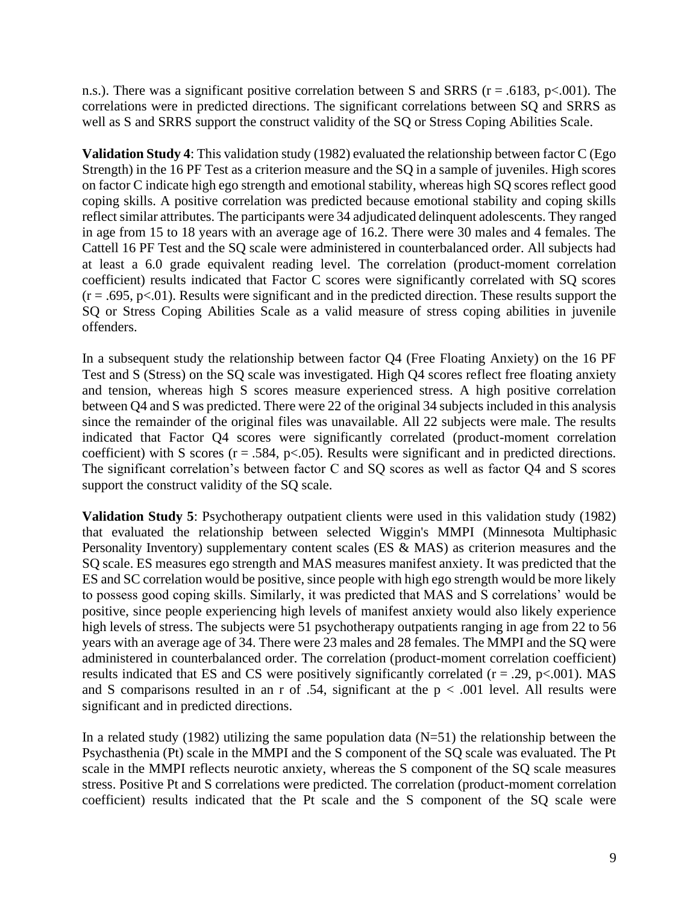n.s.). There was a significant positive correlation between S and SRRS ($r = .6183$, $p<.001$). The correlations were in predicted directions. The significant correlations between SQ and SRRS as well as S and SRRS support the construct validity of the SQ or Stress Coping Abilities Scale.

**Validation Study 4**: This validation study (1982) evaluated the relationship between factor C (Ego Strength) in the 16 PF Test as a criterion measure and the SQ in a sample of juveniles. High scores on factor C indicate high ego strength and emotional stability, whereas high SQ scores reflect good coping skills. A positive correlation was predicted because emotional stability and coping skills reflect similar attributes. The participants were 34 adjudicated delinquent adolescents. They ranged in age from 15 to 18 years with an average age of 16.2. There were 30 males and 4 females. The Cattell 16 PF Test and the SQ scale were administered in counterbalanced order. All subjects had at least a 6.0 grade equivalent reading level. The correlation (product-moment correlation coefficient) results indicated that Factor C scores were significantly correlated with SQ scores ($r = .695$, $p<.01$). Results were significant and in the predicted direction. These results support the SQ or Stress Coping Abilities Scale as a valid measure of stress coping abilities in juvenile offenders.

In a subsequent study the relationship between factor Q4 (Free Floating Anxiety) on the 16 PF Test and S (Stress) on the SQ scale was investigated. High Q4 scores reflect free floating anxiety and tension, whereas high S scores measure experienced stress. A high positive correlation between Q4 and S was predicted. There were 22 of the original 34 subjects included in this analysis since the remainder of the original files was unavailable. All 22 subjects were male. The results indicated that Factor Q4 scores were significantly correlated (product-moment correlation coefficient) with S scores ($r = .584$, $p<.05$). Results were significant and in predicted directions. The significant correlation's between factor C and SQ scores as well as factor Q4 and S scores support the construct validity of the SQ scale.

**Validation Study 5**: Psychotherapy outpatient clients were used in this validation study (1982) that evaluated the relationship between selected Wiggin's MMPI (Minnesota Multiphasic Personality Inventory) supplementary content scales (ES & MAS) as criterion measures and the SQ scale. ES measures ego strength and MAS measures manifest anxiety. It was predicted that the ES and SC correlation would be positive, since people with high ego strength would be more likely to possess good coping skills. Similarly, it was predicted that MAS and S correlations' would be positive, since people experiencing high levels of manifest anxiety would also likely experience high levels of stress. The subjects were 51 psychotherapy outpatients ranging in age from 22 to 56 years with an average age of 34. There were 23 males and 28 females. The MMPI and the SQ were administered in counterbalanced order. The correlation (product-moment correlation coefficient) results indicated that ES and CS were positively significantly correlated ($r = .29$, $p<.001$). MAS and S comparisons resulted in an r of .54, significant at the $p < .001$ level. All results were significant and in predicted directions.

In a related study (1982) utilizing the same population data ($N=51$) the relationship between the Psychasthenia (Pt) scale in the MMPI and the S component of the SQ scale was evaluated. The Pt scale in the MMPI reflects neurotic anxiety, whereas the S component of the SQ scale measures stress. Positive Pt and S correlations were predicted. The correlation (product-moment correlation coefficient) results indicated that the Pt scale and the S component of the SQ scale were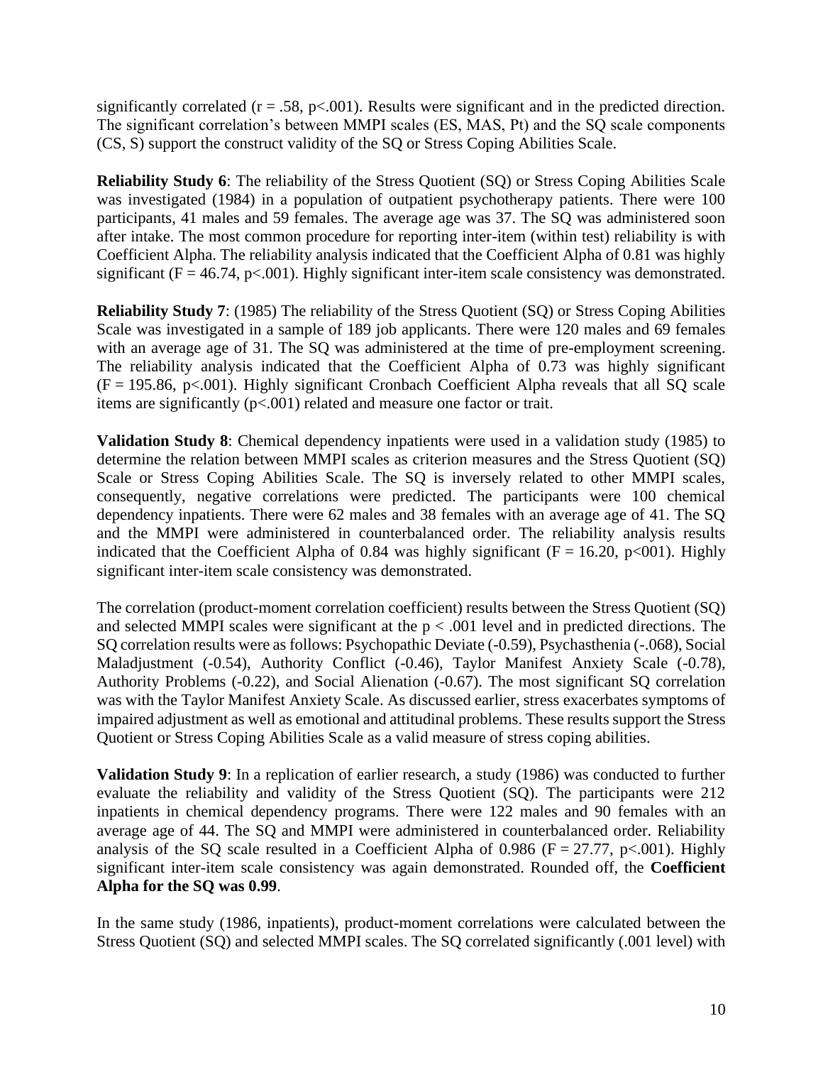significantly correlated ($r = .58$, $p<.001$). Results were significant and in the predicted direction. The significant correlation's between MMPI scales (ES, MAS, Pt) and the SQ scale components (CS, S) support the construct validity of the SQ or Stress Coping Abilities Scale.

**Reliability Study 6**: The reliability of the Stress Quotient (SQ) or Stress Coping Abilities Scale was investigated (1984) in a population of outpatient psychotherapy patients. There were 100 participants, 41 males and 59 females. The average age was 37. The SQ was administered soon after intake. The most common procedure for reporting inter-item (within test) reliability is with Coefficient Alpha. The reliability analysis indicated that the Coefficient Alpha of 0.81 was highly significant ($F = 46.74$, $p<.001$). Highly significant inter-item scale consistency was demonstrated.

**Reliability Study 7**: (1985) The reliability of the Stress Quotient (SQ) or Stress Coping Abilities Scale was investigated in a sample of 189 job applicants. There were 120 males and 69 females with an average age of 31. The SQ was administered at the time of pre-employment screening. The reliability analysis indicated that the Coefficient Alpha of 0.73 was highly significant ($F = 195.86$, $p<.001$). Highly significant Cronbach Coefficient Alpha reveals that all SQ scale items are significantly ($p<.001$) related and measure one factor or trait.

**Validation Study 8**: Chemical dependency inpatients were used in a validation study (1985) to determine the relation between MMPI scales as criterion measures and the Stress Quotient (SQ) Scale or Stress Coping Abilities Scale. The SQ is inversely related to other MMPI scales, consequently, negative correlations were predicted. The participants were 100 chemical dependency inpatients. There were 62 males and 38 females with an average age of 41. The SQ and the MMPI were administered in counterbalanced order. The reliability analysis results indicated that the Coefficient Alpha of 0.84 was highly significant ($F = 16.20$, p<001). Highly significant inter-item scale consistency was demonstrated.

The correlation (product-moment correlation coefficient) results between the Stress Quotient (SQ) and selected MMPI scales were significant at the $p < .001$ level and in predicted directions. The SQ correlation results were as follows: Psychopathic Deviate (-0.59), Psychasthenia (-.068), Social Maladjustment (-0.54), Authority Conflict (-0.46), Taylor Manifest Anxiety Scale (-0.78), Authority Problems (-0.22), and Social Alienation (-0.67). The most significant SQ correlation was with the Taylor Manifest Anxiety Scale. As discussed earlier, stress exacerbates symptoms of impaired adjustment as well as emotional and attitudinal problems. These results support the Stress Quotient or Stress Coping Abilities Scale as a valid measure of stress coping abilities.

**Validation Study 9**: In a replication of earlier research, a study (1986) was conducted to further evaluate the reliability and validity of the Stress Quotient (SQ). The participants were 212 inpatients in chemical dependency programs. There were 122 males and 90 females with an average age of 44. The SQ and MMPI were administered in counterbalanced order. Reliability analysis of the SQ scale resulted in a Coefficient Alpha of 0.986 ($F = 27.77$, $p<.001$). Highly significant inter-item scale consistency was again demonstrated. Rounded off, the **Coefficient Alpha for the SQ was 0.99**.

In the same study (1986, inpatients), product-moment correlations were calculated between the Stress Quotient (SQ) and selected MMPI scales. The SQ correlated significantly (.001 level) with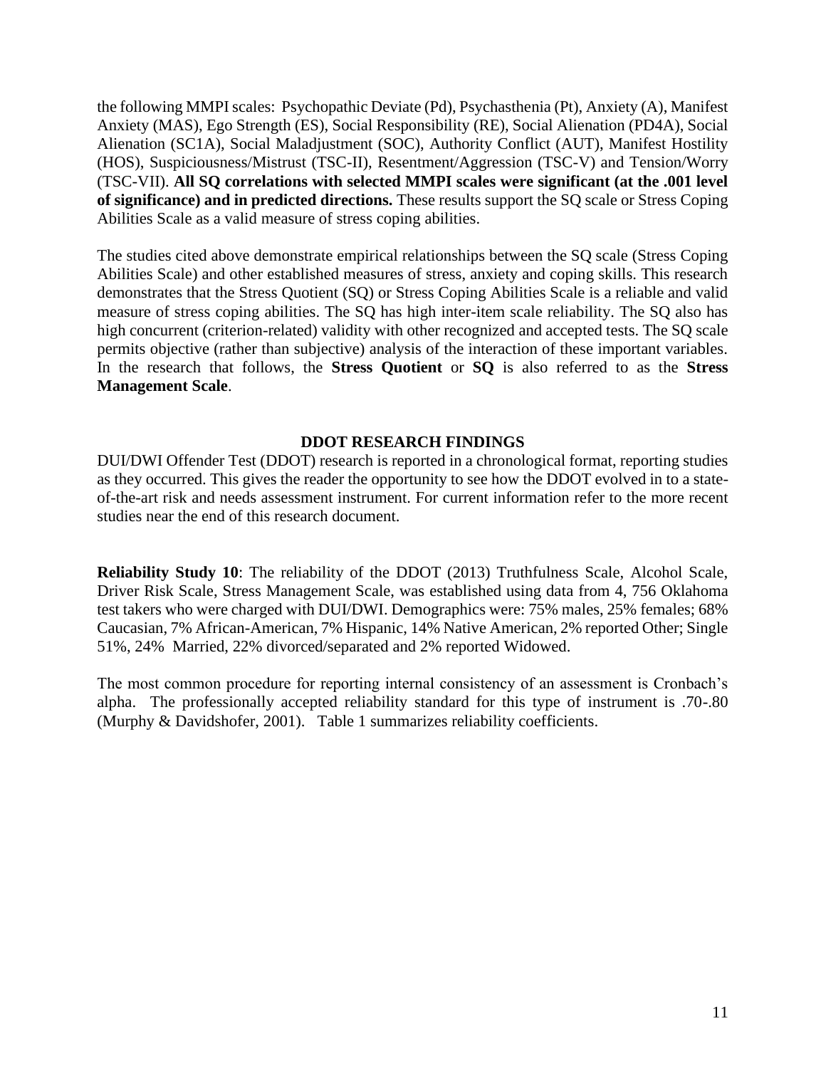the following MMPI scales: Psychopathic Deviate (Pd), Psychasthenia (Pt), Anxiety (A), Manifest Anxiety (MAS), Ego Strength (ES), Social Responsibility (RE), Social Alienation (PD4A), Social Alienation (SC1A), Social Maladjustment (SOC), Authority Conflict (AUT), Manifest Hostility (HOS), Suspiciousness/Mistrust (TSC-II), Resentment/Aggression (TSC-V) and Tension/Worry (TSC-VII). **All SQ correlations with selected MMPI scales were significant (at the .001 level of significance) and in predicted directions.** These results support the SQ scale or Stress Coping Abilities Scale as a valid measure of stress coping abilities.

The studies cited above demonstrate empirical relationships between the SQ scale (Stress Coping Abilities Scale) and other established measures of stress, anxiety and coping skills. This research demonstrates that the Stress Quotient (SQ) or Stress Coping Abilities Scale is a reliable and valid measure of stress coping abilities. The SQ has high inter-item scale reliability. The SQ also has high concurrent (criterion-related) validity with other recognized and accepted tests. The SQ scale permits objective (rather than subjective) analysis of the interaction of these important variables. In the research that follows, the **Stress Quotient** or **SQ** is also referred to as the **Stress Management Scale**.

## DDOT RESEARCH FINDINGS

DUI/DWI Offender Test (DDOT) research is reported in a chronological format, reporting studies as they occurred. This gives the reader the opportunity to see how the DDOT evolved in to a state-of-the-art risk and needs assessment instrument. For current information refer to the more recent studies near the end of this research document.

**Reliability Study 10**: The reliability of the DDOT (2013) Truthfulness Scale, Alcohol Scale, Driver Risk Scale, Stress Management Scale, was established using data from 4, 756 Oklahoma test takers who were charged with DUI/DWI. Demographics were: 75% males, 25% females; 68% Caucasian, 7% African-American, 7% Hispanic, 14% Native American, 2% reported Other; Single 51%, 24% Married, 22% divorced/separated and 2% reported Widowed.

The most common procedure for reporting internal consistency of an assessment is Cronbach's alpha. The professionally accepted reliability standard for this type of instrument is .70-.80 (Murphy & Davidshofer, 2001). Table 1 summarizes reliability coefficients.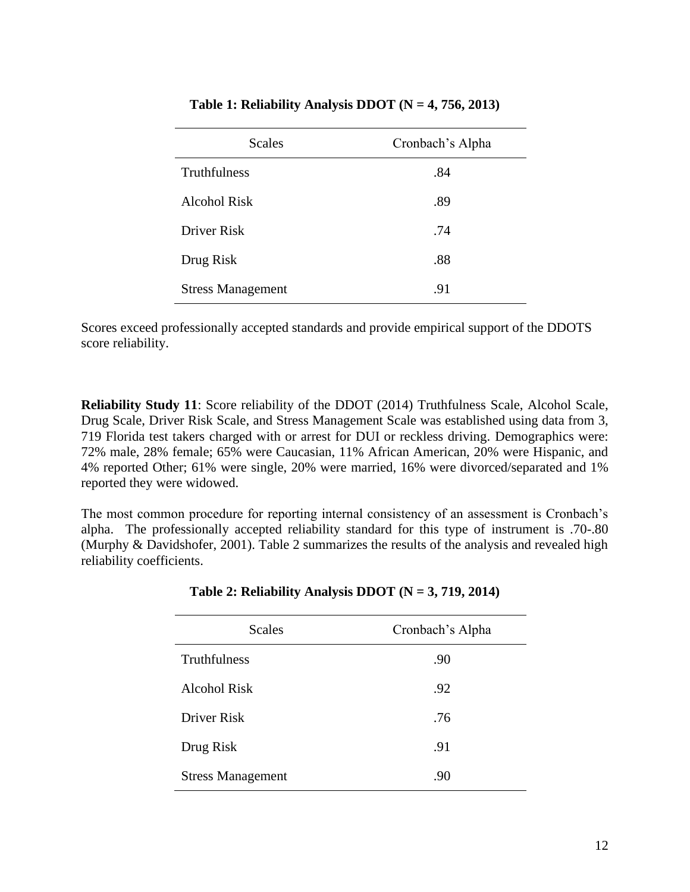**Table 1: Reliability Analysis DDOT (N = 4, 756, 2013)**

| Scales | Cronbach's Alpha |
|---|---|
| Truthfulness | .84 |
| Alcohol Risk | .89 |
| Driver Risk | .74 |
| Drug Risk | .88 |
| Stress Management | .91 |

Scores exceed professionally accepted standards and provide empirical support of the DDOTS score reliability.

**Reliability Study 11**: Score reliability of the DDOT (2014) Truthfulness Scale, Alcohol Scale, Drug Scale, Driver Risk Scale, and Stress Management Scale was established using data from 3, 719 Florida test takers charged with or arrest for DUI or reckless driving. Demographics were: 72% male, 28% female; 65% were Caucasian, 11% African American, 20% were Hispanic, and 4% reported Other; 61% were single, 20% were married, 16% were divorced/separated and 1% reported they were widowed.

The most common procedure for reporting internal consistency of an assessment is Cronbach's alpha. The professionally accepted reliability standard for this type of instrument is .70-.80 (Murphy & Davidshofer, 2001). Table 2 summarizes the results of the analysis and revealed high reliability coefficients.

**Table 2: Reliability Analysis DDOT (N = 3, 719, 2014)**

| Scales | Cronbach's Alpha |
|---|---|
| Truthfulness | .90 |
| Alcohol Risk | .92 |
| Driver Risk | .76 |
| Drug Risk | .91 |
| Stress Management | .90 |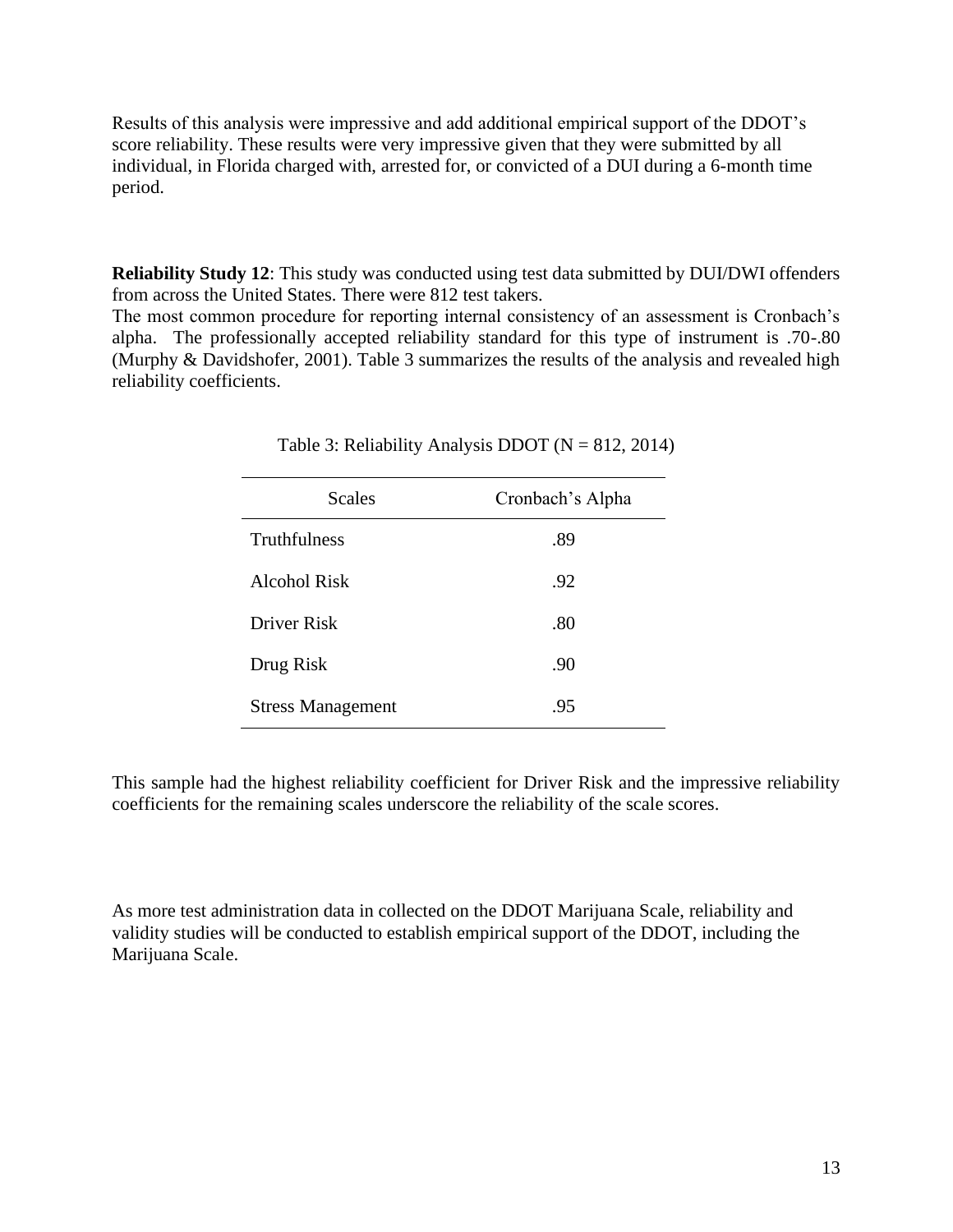Results of this analysis were impressive and add additional empirical support of the DDOT's score reliability. These results were very impressive given that they were submitted by all individual, in Florida charged with, arrested for, or convicted of a DUI during a 6-month time period.

**Reliability Study 12**: This study was conducted using test data submitted by DUI/DWI offenders from across the United States. There were 812 test takers.

The most common procedure for reporting internal consistency of an assessment is Cronbach's alpha. The professionally accepted reliability standard for this type of instrument is .70-.80 (Murphy & Davidshofer, 2001). Table 3 summarizes the results of the analysis and revealed high reliability coefficients.

Table 3: Reliability Analysis DDOT (N = 812, 2014)

| Scales | Cronbach's Alpha |
|---|---|
| Truthfulness | .89 |
| Alcohol Risk | .92 |
| Driver Risk | .80 |
| Drug Risk | .90 |
| Stress Management | .95 |

This sample had the highest reliability coefficient for Driver Risk and the impressive reliability coefficients for the remaining scales underscore the reliability of the scale scores.

As more test administration data in collected on the DDOT Marijuana Scale, reliability and validity studies will be conducted to establish empirical support of the DDOT, including the Marijuana Scale.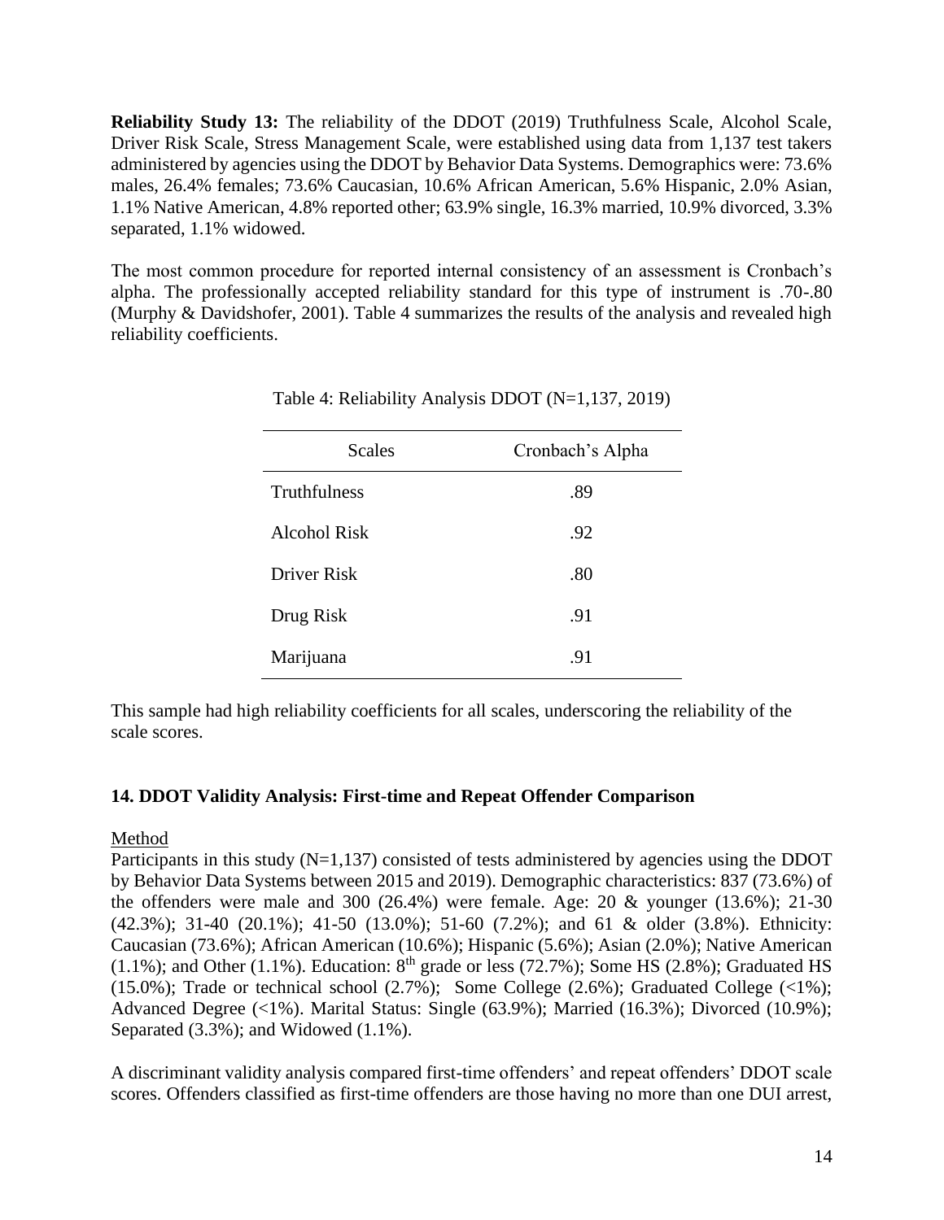**Reliability Study 13:** The reliability of the DDOT (2019) Truthfulness Scale, Alcohol Scale, Driver Risk Scale, Stress Management Scale, were established using data from 1,137 test takers administered by agencies using the DDOT by Behavior Data Systems. Demographics were: 73.6% males, 26.4% females; 73.6% Caucasian, 10.6% African American, 5.6% Hispanic, 2.0% Asian, 1.1% Native American, 4.8% reported other; 63.9% single, 16.3% married, 10.9% divorced, 3.3% separated, 1.1% widowed.

The most common procedure for reported internal consistency of an assessment is Cronbach's alpha. The professionally accepted reliability standard for this type of instrument is .70-.80 (Murphy & Davidshofer, 2001). Table 4 summarizes the results of the analysis and revealed high reliability coefficients.

Table 4: Reliability Analysis DDOT (N=1,137, 2019)

| Scales | Cronbach's Alpha |
|---|---|
| Truthfulness | .89 |
| Alcohol Risk | .92 |
| Driver Risk | .80 |
| Drug Risk | .91 |
| Marijuana | .91 |

This sample had high reliability coefficients for all scales, underscoring the reliability of the scale scores.

## 14. DDOT Validity Analysis: First-time and Repeat Offender Comparison

Method

Participants in this study (N=1,137) consisted of tests administered by agencies using the DDOT by Behavior Data Systems between 2015 and 2019). Demographic characteristics: 837 (73.6%) of the offenders were male and 300 (26.4%) were female. Age: 20 & younger (13.6%); 21-30 (42.3%); 31-40 (20.1%); 41-50 (13.0%); 51-60 (7.2%); and 61 & older (3.8%). Ethnicity: Caucasian (73.6%); African American (10.6%); Hispanic (5.6%); Asian (2.0%); Native American (1.1%); and Other (1.1%). Education: 8th grade or less (72.7%); Some HS (2.8%); Graduated HS (15.0%); Trade or technical school (2.7%); Some College (2.6%); Graduated College (<1%); Advanced Degree (<1%). Marital Status: Single (63.9%); Married (16.3%); Divorced (10.9%); Separated (3.3%); and Widowed (1.1%).

A discriminant validity analysis compared first-time offenders' and repeat offenders' DDOT scale scores. Offenders classified as first-time offenders are those having no more than one DUI arrest,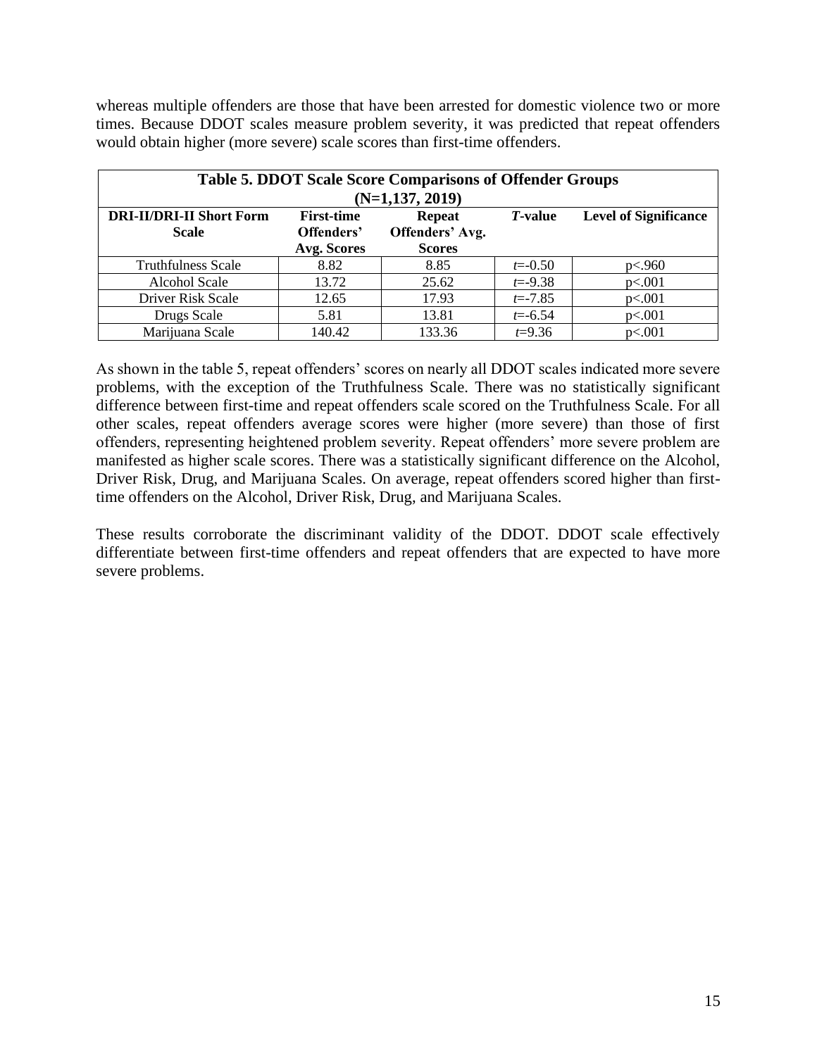whereas multiple offenders are those that have been arrested for domestic violence two or more times. Because DDOT scales measure problem severity, it was predicted that repeat offenders would obtain higher (more severe) scale scores than first-time offenders.

**Table 5. DDOT Scale Score Comparisons of Offender Groups (N=1,137, 2019)**

| DRI-II/DRI-II Short Form Scale | First-time Offenders' Avg. Scores | Repeat Offenders' Avg. Scores | *T*-value | Level of Significance |
|---|---|---|---|---|
| Truthfulness Scale | 8.82 | 8.85 | $t$=-0.50 | p<.960 |
| Alcohol Scale | 13.72 | 25.62 | $t$=-9.38 | p<.001 |
| Driver Risk Scale | 12.65 | 17.93 | $t$=-7.85 | p<.001 |
| Drugs Scale | 5.81 | 13.81 | $t$=-6.54 | p<.001 |
| Marijuana Scale | 140.42 | 133.36 | $t$=9.36 | p<.001 |

As shown in the table 5, repeat offenders' scores on nearly all DDOT scales indicated more severe problems, with the exception of the Truthfulness Scale. There was no statistically significant difference between first-time and repeat offenders scale scored on the Truthfulness Scale. For all other scales, repeat offenders average scores were higher (more severe) than those of first offenders, representing heightened problem severity. Repeat offenders' more severe problem are manifested as higher scale scores. There was a statistically significant difference on the Alcohol, Driver Risk, Drug, and Marijuana Scales. On average, repeat offenders scored higher than first-time offenders on the Alcohol, Driver Risk, Drug, and Marijuana Scales.

These results corroborate the discriminant validity of the DDOT. DDOT scale effectively differentiate between first-time offenders and repeat offenders that are expected to have more severe problems.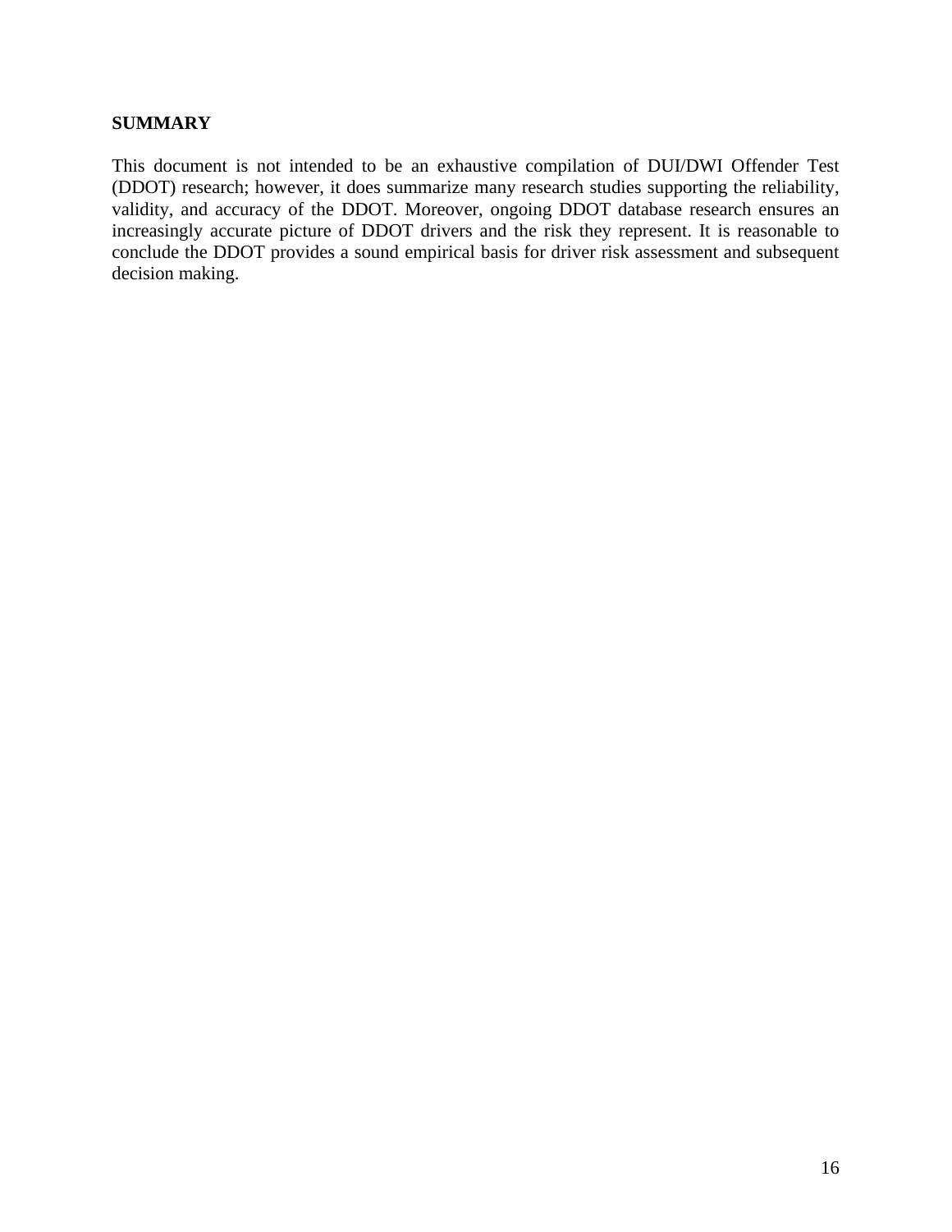## SUMMARY

This document is not intended to be an exhaustive compilation of DUI/DWI Offender Test (DDOT) research; however, it does summarize many research studies supporting the reliability, validity, and accuracy of the DDOT. Moreover, ongoing DDOT database research ensures an increasingly accurate picture of DDOT drivers and the risk they represent. It is reasonable to conclude the DDOT provides a sound empirical basis for driver risk assessment and subsequent decision making.